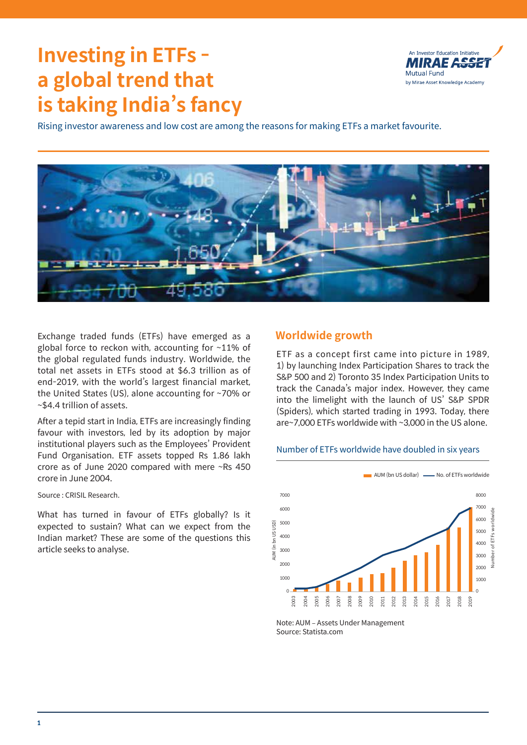# Investing in ETFs – a global trend that is taking India's fancy

An Investor Education Initiative
MIRAE ASSET
Mutual Fund
by Mirae Asset Knowledge Academy

Rising investor awareness and low cost are among the reasons for making ETFs a market favourite.

Exchange traded funds (ETFs) have emerged as a global force to reckon with, accounting for ~11% of the global regulated funds industry. Worldwide, the total net assets in ETFs stood at $6.3 trillion as of end-2019, with the world's largest financial market, the United States (US), alone accounting for ~70% or ~$4.4 trillion of assets.

After a tepid start in India, ETFs are increasingly finding favour with investors, led by its adoption by major institutional players such as the Employees' Provident Fund Organisation. ETF assets topped Rs 1.86 lakh crore as of June 2020 compared with mere ~Rs 450 crore in June 2004.

Source : CRISIL Research.

What has turned in favour of ETFs globally? Is it expected to sustain? What can we expect from the Indian market? These are some of the questions this article seeks to analyse.

## Worldwide growth

ETF as a concept first came into picture in 1989, 1) by launching Index Participation Shares to track the S&P 500 and 2) Toronto 35 Index Participation Units to track the Canada's major index. However, they came into the limelight with the launch of US' S&P SPDR (Spiders), which started trading in 1993. Today, there are~7,000 ETFs worldwide with ~3,000 in the US alone.

### Number of ETFs worldwide have doubled in six years

AUM (bn US dollar) — No. of ETFs worldwide

Note: AUM – Assets Under Management
Source: Statista.com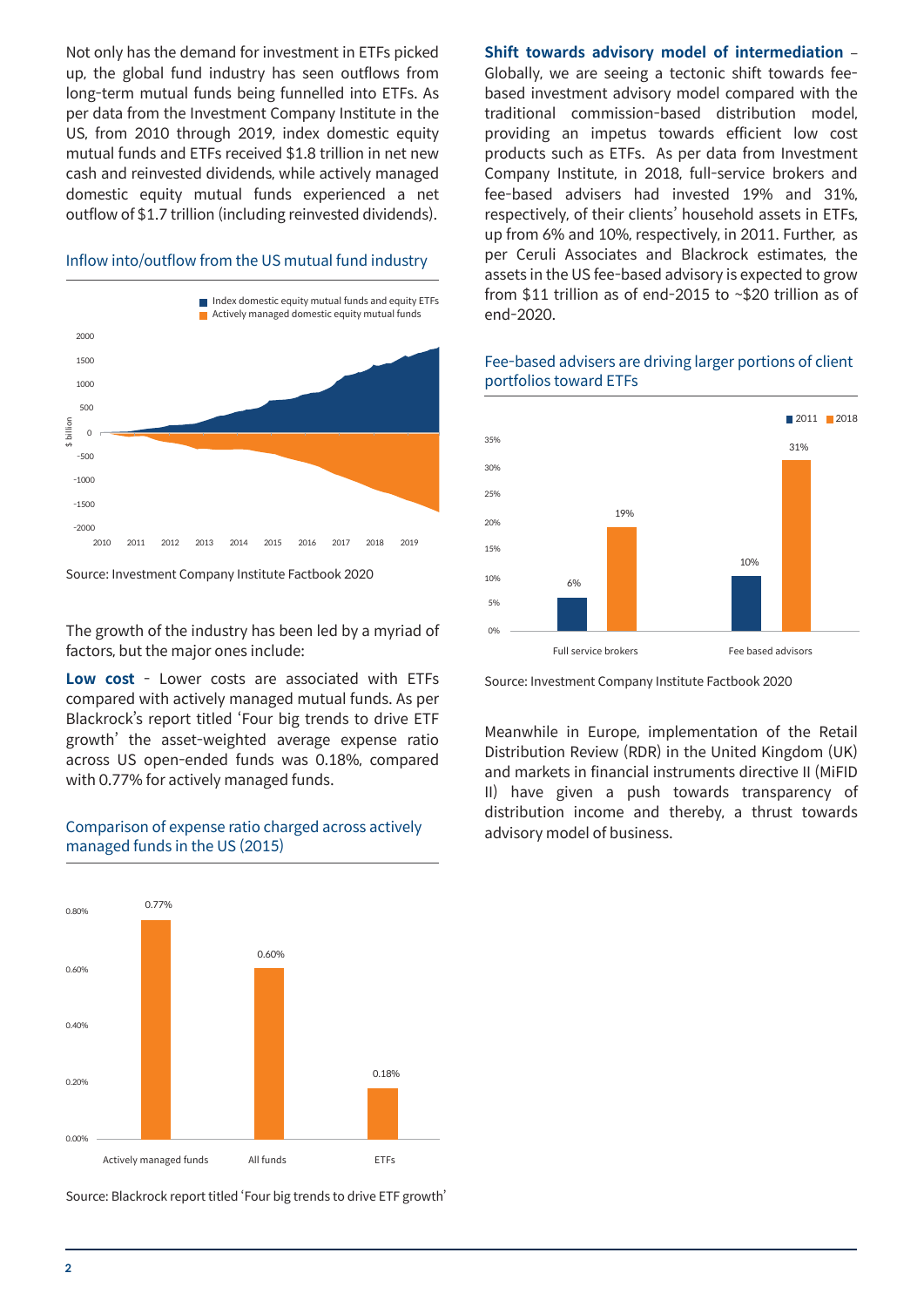Not only has the demand for investment in ETFs picked up, the global fund industry has seen outflows from long-term mutual funds being funnelled into ETFs. As per data from the Investment Company Institute in the US, from 2010 through 2019, index domestic equity mutual funds and ETFs received $1.8 trillion in net new cash and reinvested dividends, while actively managed domestic equity mutual funds experienced a net outflow of $1.7 trillion (including reinvested dividends).

### Inflow into/outflow from the US mutual fund industry

Source: Investment Company Institute Factbook 2020

The growth of the industry has been led by a myriad of factors, but the major ones include:

**Low cost** - Lower costs are associated with ETFs compared with actively managed mutual funds. As per Blackrock's report titled 'Four big trends to drive ETF growth' the asset-weighted average expense ratio across US open-ended funds was 0.18%, compared with 0.77% for actively managed funds.

### Comparison of expense ratio charged across actively managed funds in the US (2015)

| | Expense ratio |
|---|---|
| Actively managed funds | 0.77% |
| All funds | 0.60% |
| ETFs | 0.18% |

Source: Blackrock report titled 'Four big trends to drive ETF growth'

**Shift towards advisory model of intermediation** – Globally, we are seeing a tectonic shift towards fee-based investment advisory model compared with the traditional commission-based distribution model, providing an impetus towards efficient low cost products such as ETFs. As per data from Investment Company Institute, in 2018, full-service brokers and fee-based advisers had invested 19% and 31%, respectively, of their clients' household assets in ETFs, up from 6% and 10%, respectively, in 2011. Further, as per Ceruli Associates and Blackrock estimates, the assets in the US fee-based advisory is expected to grow from $11 trillion as of end-2015 to ~$20 trillion as of end-2020.

### Fee-based advisers are driving larger portions of client portfolios toward ETFs

| | 2011 | 2018 |
|---|---|---|
| Full service brokers | 6% | 19% |
| Fee based advisors | 10% | 31% |

Source: Investment Company Institute Factbook 2020

Meanwhile in Europe, implementation of the Retail Distribution Review (RDR) in the United Kingdom (UK) and markets in financial instruments directive II (MiFID II) have given a push towards transparency of distribution income and thereby, a thrust towards advisory model of business.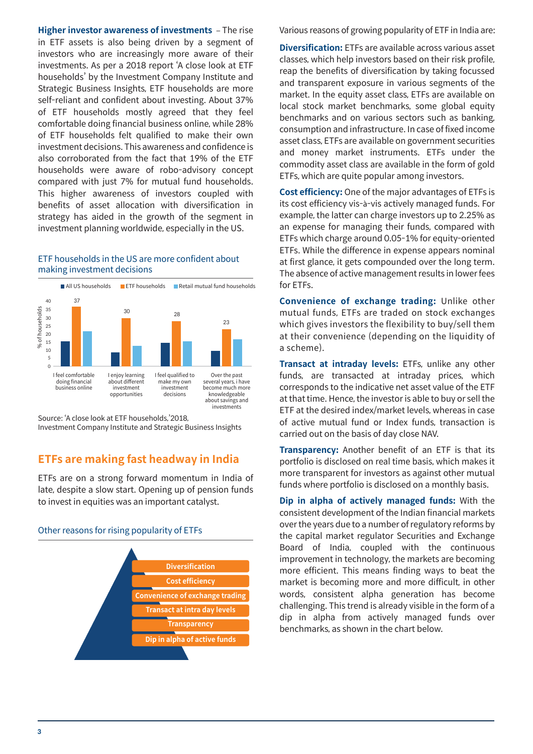**Higher investor awareness of investments** – The rise in ETF assets is also being driven by a segment of investors who are increasingly more aware of their investments. As per a 2018 report 'A close look at ETF households' by the Investment Company Institute and Strategic Business Insights, ETF households are more self-reliant and confident about investing. About 37% of ETF households mostly agreed that they feel comfortable doing financial business online, while 28% of ETF households felt qualified to make their own investment decisions. This awareness and confidence is also corroborated from the fact that 19% of the ETF households were aware of robo-advisory concept compared with just 7% for mutual fund households. This higher awareness of investors coupled with benefits of asset allocation with diversification in strategy has aided in the growth of the segment in investment planning worldwide, especially in the US.

ETF households in the US are more confident about making investment decisions

| % of households | All US households | ETF households | Retail mutual fund households |
|---|---|---|---|
| I feel comfortable doing financial business online | | 37 | |
| I enjoy learning about different investment opportunities | | 30 | |
| I feel qualified to make my own investment decisions | | 28 | |
| Over the past several years, i have become much more knowledgeable about savings and investments | | 23 | |

Source: 'A close look at ETF households,'2018, Investment Company Institute and Strategic Business Insights

## ETFs are making fast headway in India

ETFs are on a strong forward momentum in India of late, despite a slow start. Opening up of pension funds to invest in equities was an important catalyst.

Other reasons for rising popularity of ETFs

- Diversification
- Cost efficiency
- Convenience of exchange trading
- Transact at intra day levels
- Transparency
- Dip in alpha of active funds

Various reasons of growing popularity of ETF in India are:

**Diversification:** ETFs are available across various asset classes, which help investors based on their risk profile, reap the benefits of diversification by taking focussed and transparent exposure in various segments of the market. In the equity asset class, ETFs are available on local stock market benchmarks, some global equity benchmarks and on various sectors such as banking, consumption and infrastructure. In case of fixed income asset class, ETFs are available on government securities and money market instruments. ETFs under the commodity asset class are available in the form of gold ETFs, which are quite popular among investors.

**Cost efficiency:** One of the major advantages of ETFs is its cost efficiency vis-à-vis actively managed funds. For example, the latter can charge investors up to 2.25% as an expense for managing their funds, compared with ETFs which charge around 0.05-1% for equity-oriented ETFs. While the difference in expense appears nominal at first glance, it gets compounded over the long term. The absence of active management results in lower fees for ETFs.

**Convenience of exchange trading:** Unlike other mutual funds, ETFs are traded on stock exchanges which gives investors the flexibility to buy/sell them at their convenience (depending on the liquidity of a scheme).

**Transact at intraday levels:** ETFs, unlike any other funds, are transacted at intraday prices, which corresponds to the indicative net asset value of the ETF at that time. Hence, the investor is able to buy or sell the ETF at the desired index/market levels, whereas in case of active mutual fund or Index funds, transaction is carried out on the basis of day close NAV.

**Transparency:** Another benefit of an ETF is that its portfolio is disclosed on real time basis, which makes it more transparent for investors as against other mutual funds where portfolio is disclosed on a monthly basis.

**Dip in alpha of actively managed funds:** With the consistent development of the Indian financial markets over the years due to a number of regulatory reforms by the capital market regulator Securities and Exchange Board of India, coupled with the continuous improvement in technology, the markets are becoming more efficient. This means finding ways to beat the market is becoming more and more difficult, in other words, consistent alpha generation has become challenging. This trend is already visible in the form of a dip in alpha from actively managed funds over benchmarks, as shown in the chart below.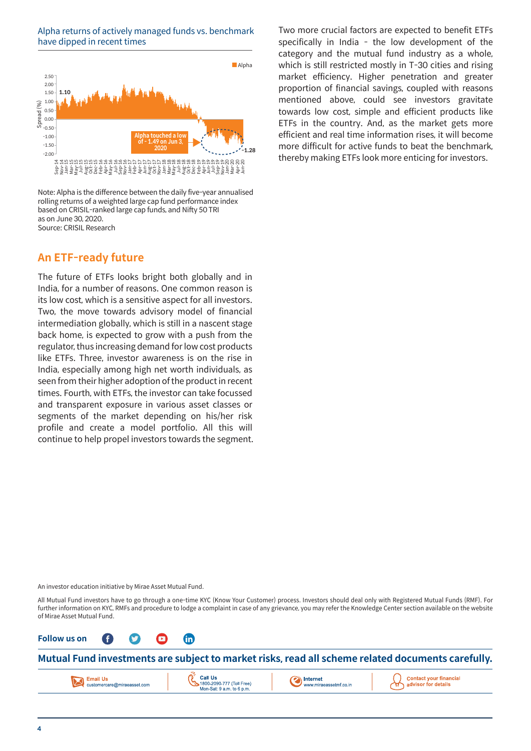Alpha returns of actively managed funds vs. benchmark have dipped in recent times

Alpha

Spread (%)

2.50
2.00
1.50
1.00
0.50
0.00
-0.50
-1.00
-1.50
-2.00

1.10

Alpha touched a low of - 1.49 on Jun 3, 2020

-1.28

Sep-14 Nov-14 Jan-15 Mar-15 May-15 Jul-15 Aug-15 Oct-15 Dec-15 Feb-16 Apr-16 May-16 Jul-16 Sep-16 Nov-16 Jan-17 Feb-17 Apr-17 Jun-17 Aug-17 Oct-17 Nov-17 Jan-18 Mar-18 May-18 Jul-18 Aug-18 Oct-18 Dec-18 Feb-19 Apr-19 Jun-19 Jul-19 Sep-19 Nov-19 Jan-20 Mar-20 Apr-20 Jun-20

Note: Alpha is the difference between the daily five-year annualised rolling returns of a weighted large cap fund performance index based on CRISIL-ranked large cap funds, and Nifty 50 TRI as on June 30, 2020.
Source: CRISIL Research

## An ETF-ready future

The future of ETFs looks bright both globally and in India, for a number of reasons. One common reason is its low cost, which is a sensitive aspect for all investors. Two, the move towards advisory model of financial intermediation globally, which is still in a nascent stage back home, is expected to grow with a push from the regulator, thus increasing demand for low cost products like ETFs. Three, investor awareness is on the rise in India, especially among high net worth individuals, as seen from their higher adoption of the product in recent times. Fourth, with ETFs, the investor can take focussed and transparent exposure in various asset classes or segments of the market depending on his/her risk profile and create a model portfolio. All this will continue to help propel investors towards the segment.

Two more crucial factors are expected to benefit ETFs specifically in India - the low development of the category and the mutual fund industry as a whole, which is still restricted mostly in T-30 cities and rising market efficiency. Higher penetration and greater proportion of financial savings, coupled with reasons mentioned above, could see investors gravitate towards low cost, simple and efficient products like ETFs in the country. And, as the market gets more efficient and real time information rises, it will become more difficult for active funds to beat the benchmark, thereby making ETFs look more enticing for investors.

An investor education initiative by Mirae Asset Mutual Fund.

All Mutual Fund investors have to go through a one-time KYC (Know Your Customer) process. Investors should deal only with Registered Mutual Funds (RMF). For further information on KYC, RMFs and procedure to lodge a complaint in case of any grievance, you may refer the Knowledge Center section available on the website of Mirae Asset Mutual Fund.

**Follow us on**

**Mutual Fund investments are subject to market risks, read all scheme related documents carefully.**

**Email Us** customercare@miraeasset.com | **Call Us** 1800-2090-777 (Toll Free) Mon-Sat: 9 a.m. to 6 p.m. | **Internet** www.miraeassetmf.co.in | **Contact your financial advisor for details**